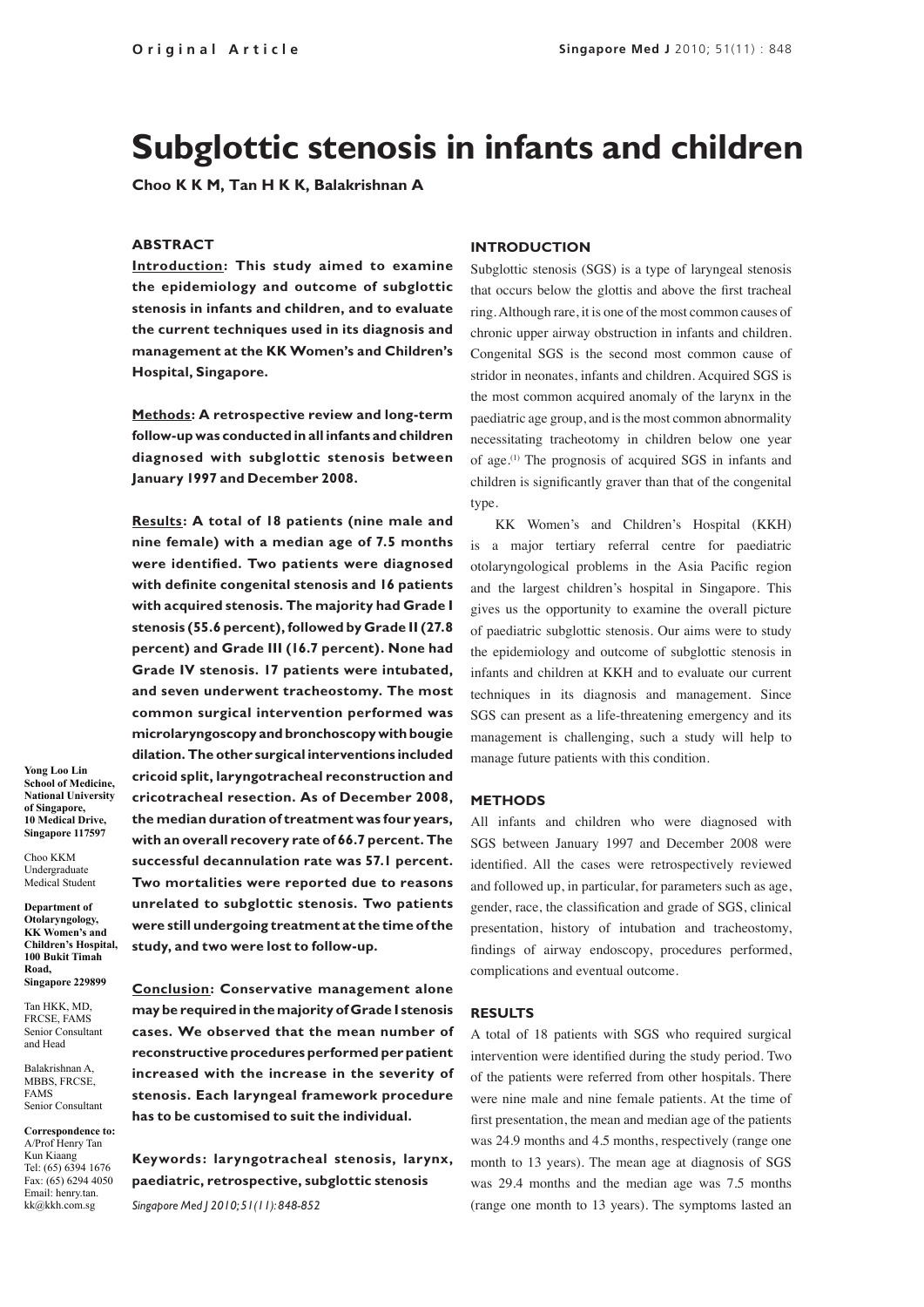# Subglottic stenosis in infants and children

**Choo K K M, Tan H K K, Balakrishnan A**

## ABSTRACT

**Introduction: This study aimed to examine the epidemiology and outcome of subglottic stenosis in infants and children, and to evaluate the current techniques used in its diagnosis and management at the KK Women's and Children's Hospital, Singapore.**

**Methods: A retrospective review and long-term follow-up was conducted in all infants and children diagnosed with subglottic stenosis between January 1997 and December 2008.**

**Results: A total of 18 patients (nine male and nine female) with a median age of 7.5 months were identified. Two patients were diagnosed with definite congenital stenosis and 16 patients with acquired stenosis. The majority had Grade I stenosis (55.6 percent), followed by Grade II (27.8 percent) and Grade III (16.7 percent). None had Grade IV stenosis. 17 patients were intubated, and seven underwent tracheostomy. The most common surgical intervention performed was microlaryngoscopy and bronchoscopy with bougie dilation. The other surgical interventions included cricoid split, laryngotracheal reconstruction and cricotracheal resection. As of December 2008, the median duration of treatment was four years, with an overall recovery rate of 66.7 percent. The successful decannulation rate was 57.1 percent. Two mortalities were reported due to reasons unrelated to subglottic stenosis. Two patients were still undergoing treatment at the time of the study, and two were lost to follow-up.**

**Conclusion: Conservative management alone may be required in the majority of Grade I stenosis cases. We observed that the mean number of reconstructive procedures performed per patient increased with the increase in the severity of stenosis. Each laryngeal framework procedure has to be customised to suit the individual.**

**Keywords: laryngotracheal stenosis, larynx, paediatric, retrospective, subglottic stenosis**

*Singapore Med J 2010; 51(11): 848-852*

**Yong Loo Lin School of Medicine, National University of Singapore, 10 Medical Drive, Singapore 117597**

Choo KKM
Undergraduate Medical Student

**Department of Otolaryngology, KK Women's and Children's Hospital, 100 Bukit Timah Road, Singapore 229899**

Tan HKK, MD, FRCSE, FAMS
Senior Consultant and Head

Balakrishnan A, MBBS, FRCSE, FAMS
Senior Consultant

**Correspondence to:** A/Prof Henry Tan Kun Kiaang
Tel: (65) 6394 1676
Fax: (65) 6294 4050
Email: henry.tan.kk@kkh.com.sg

## INTRODUCTION

Subglottic stenosis (SGS) is a type of laryngeal stenosis that occurs below the glottis and above the first tracheal ring. Although rare, it is one of the most common causes of chronic upper airway obstruction in infants and children. Congenital SGS is the second most common cause of stridor in neonates, infants and children. Acquired SGS is the most common acquired anomaly of the larynx in the paediatric age group, and is the most common abnormality necessitating tracheotomy in children below one year of age.[1] The prognosis of acquired SGS in infants and children is significantly graver than that of the congenital type.

KK Women's and Children's Hospital (KKH) is a major tertiary referral centre for paediatric otolaryngological problems in the Asia Pacific region and the largest children's hospital in Singapore. This gives us the opportunity to examine the overall picture of paediatric subglottic stenosis. Our aims were to study the epidemiology and outcome of subglottic stenosis in infants and children at KKH and to evaluate our current techniques in its diagnosis and management. Since SGS can present as a life-threatening emergency and its management is challenging, such a study will help to manage future patients with this condition.

## METHODS

All infants and children who were diagnosed with SGS between January 1997 and December 2008 were identified. All the cases were retrospectively reviewed and followed up, in particular, for parameters such as age, gender, race, the classification and grade of SGS, clinical presentation, history of intubation and tracheostomy, findings of airway endoscopy, procedures performed, complications and eventual outcome.

## RESULTS

A total of 18 patients with SGS who required surgical intervention were identified during the study period. Two of the patients were referred from other hospitals. There were nine male and nine female patients. At the time of first presentation, the mean and median age of the patients was 24.9 months and 4.5 months, respectively (range one month to 13 years). The mean age at diagnosis of SGS was 29.4 months and the median age was 7.5 months (range one month to 13 years). The symptoms lasted an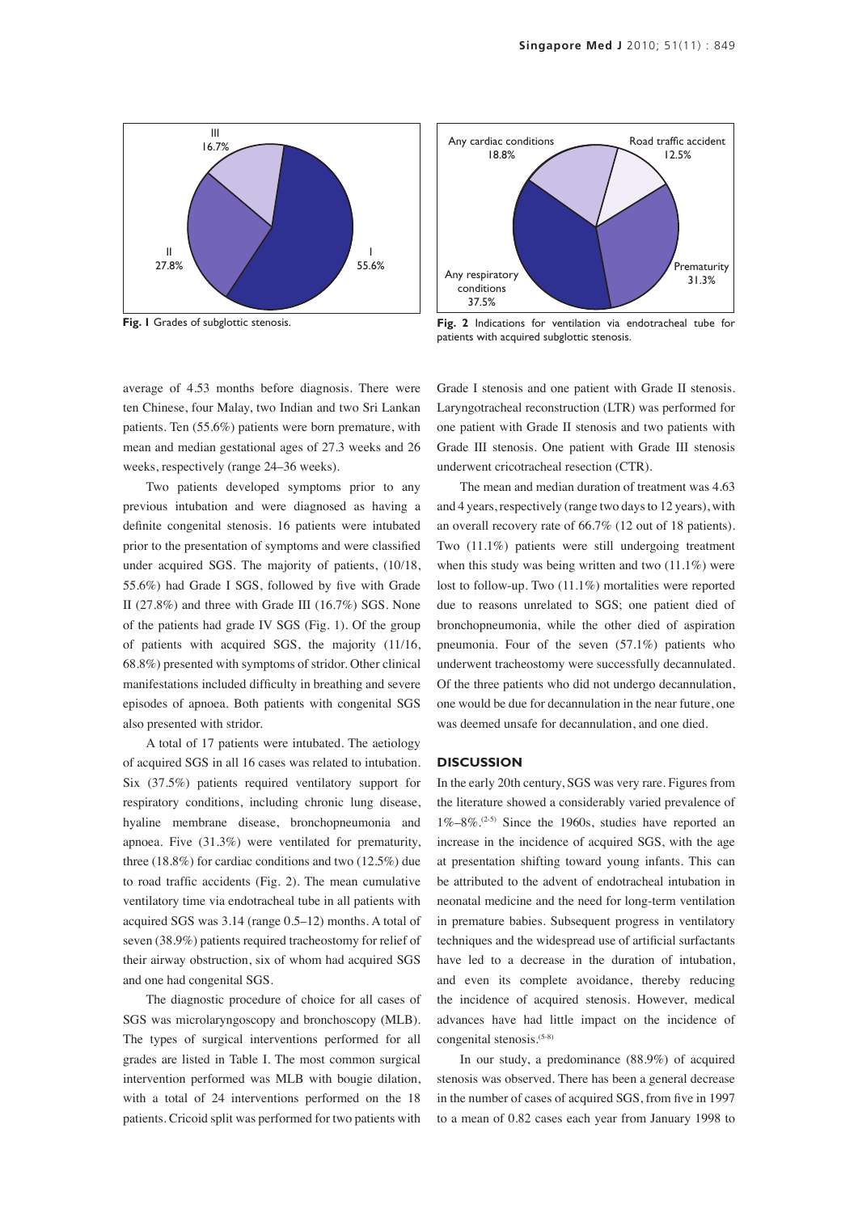Fig. 1 Grades of subglottic stenosis.

Fig. 2 Indications for ventilation via endotracheal tube for patients with acquired subglottic stenosis.

average of 4.53 months before diagnosis. There were ten Chinese, four Malay, two Indian and two Sri Lankan patients. Ten (55.6%) patients were born premature, with mean and median gestational ages of 27.3 weeks and 26 weeks, respectively (range 24–36 weeks).

Two patients developed symptoms prior to any previous intubation and were diagnosed as having a definite congenital stenosis. 16 patients were intubated prior to the presentation of symptoms and were classified under acquired SGS. The majority of patients, (10/18, 55.6%) had Grade I SGS, followed by five with Grade II (27.8%) and three with Grade III (16.7%) SGS. None of the patients had grade IV SGS (Fig. 1). Of the group of patients with acquired SGS, the majority (11/16, 68.8%) presented with symptoms of stridor. Other clinical manifestations included difficulty in breathing and severe episodes of apnoea. Both patients with congenital SGS also presented with stridor.

A total of 17 patients were intubated. The aetiology of acquired SGS in all 16 cases was related to intubation. Six (37.5%) patients required ventilatory support for respiratory conditions, including chronic lung disease, hyaline membrane disease, bronchopneumonia and apnoea. Five (31.3%) were ventilated for prematurity, three (18.8%) for cardiac conditions and two (12.5%) due to road traffic accidents (Fig. 2). The mean cumulative ventilatory time via endotracheal tube in all patients with acquired SGS was 3.14 (range 0.5–12) months. A total of seven (38.9%) patients required tracheostomy for relief of their airway obstruction, six of whom had acquired SGS and one had congenital SGS.

The diagnostic procedure of choice for all cases of SGS was microlaryngoscopy and bronchoscopy (MLB). The types of surgical interventions performed for all grades are listed in Table I. The most common surgical intervention performed was MLB with bougie dilation, with a total of 24 interventions performed on the 18 patients. Cricoid split was performed for two patients with Grade I stenosis and one patient with Grade II stenosis. Laryngotracheal reconstruction (LTR) was performed for one patient with Grade II stenosis and two patients with Grade III stenosis. One patient with Grade III stenosis underwent cricotracheal resection (CTR).

The mean and median duration of treatment was 4.63 and 4 years, respectively (range two days to 12 years), with an overall recovery rate of 66.7% (12 out of 18 patients). Two (11.1%) patients were still undergoing treatment when this study was being written and two (11.1%) were lost to follow-up. Two (11.1%) mortalities were reported due to reasons unrelated to SGS; one patient died of bronchopneumonia, while the other died of aspiration pneumonia. Four of the seven (57.1%) patients who underwent tracheostomy were successfully decannulated. Of the three patients who did not undergo decannulation, one would be due for decannulation in the near future, one was deemed unsafe for decannulation, and one died.

## DISCUSSION

In the early 20th century, SGS was very rare. Figures from the literature showed a considerably varied prevalence of 1%–8%.[2-5] Since the 1960s, studies have reported an increase in the incidence of acquired SGS, with the age at presentation shifting toward young infants. This can be attributed to the advent of endotracheal intubation in neonatal medicine and the need for long-term ventilation in premature babies. Subsequent progress in ventilatory techniques and the widespread use of artificial surfactants have led to a decrease in the duration of intubation, and even its complete avoidance, thereby reducing the incidence of acquired stenosis. However, medical advances have had little impact on the incidence of congenital stenosis.[5-8]

In our study, a predominance (88.9%) of acquired stenosis was observed. There has been a general decrease in the number of cases of acquired SGS, from five in 1997 to a mean of 0.82 cases each year from January 1998 to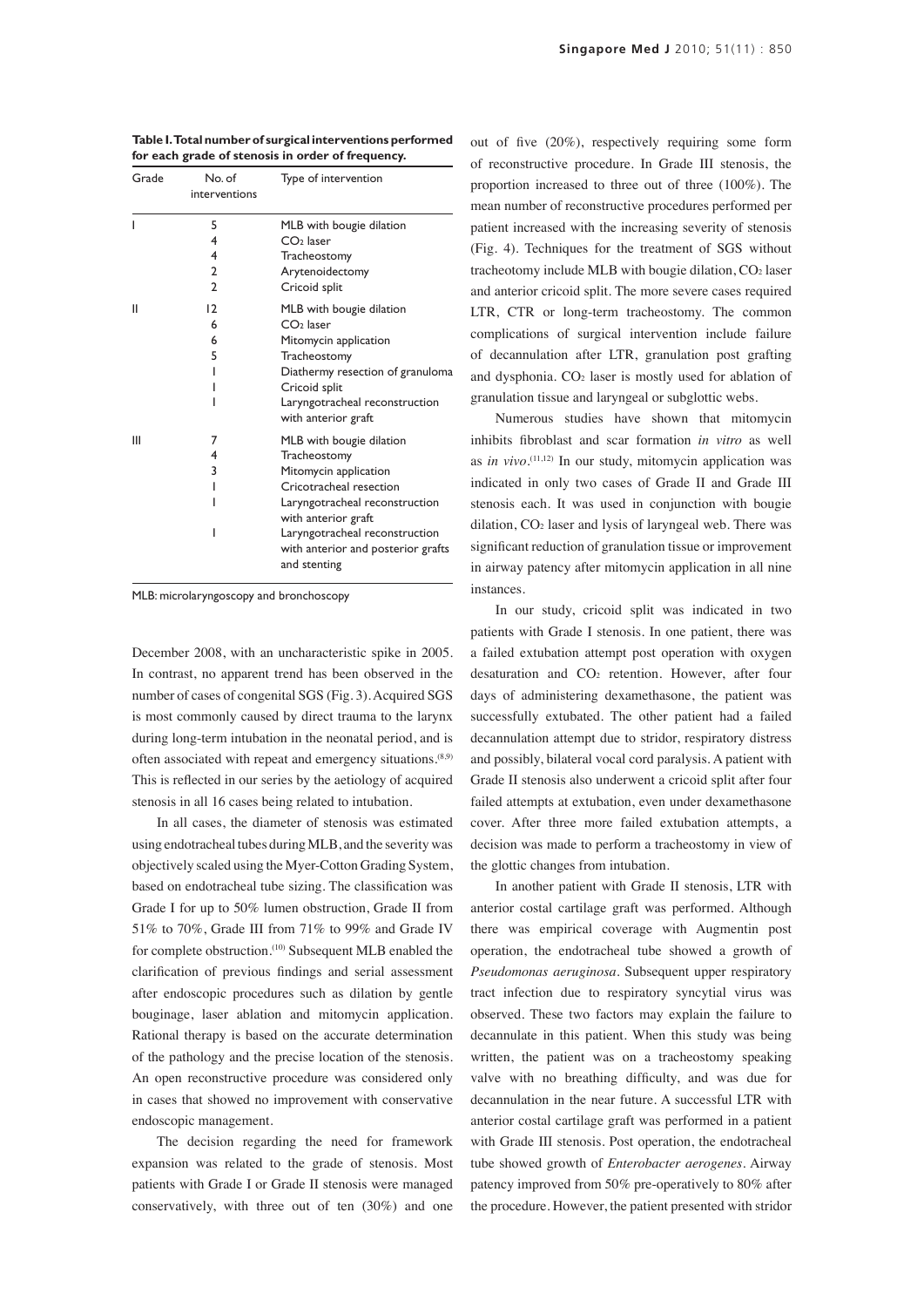**Table I. Total number of surgical interventions performed for each grade of stenosis in order of frequency.**

| Grade | No. of interventions | Type of intervention |
|---|---|---|
| I | 5 | MLB with bougie dilation |
| | 4 | $CO_2$ laser |
| | 4 | Tracheostomy |
| | 2 | Arytenoidectomy |
| | 2 | Cricoid split |
| II | 12 | MLB with bougie dilation |
| | 6 | $CO_2$ laser |
| | 6 | Mitomycin application |
| | 5 | Tracheostomy |
| | 1 | Diathermy resection of granuloma |
| | 1 | Cricoid split |
| | 1 | Laryngotracheal reconstruction with anterior graft |
| III | 7 | MLB with bougie dilation |
| | 4 | Tracheostomy |
| | 3 | Mitomycin application |
| | 1 | Cricotracheal resection |
| | 1 | Laryngotracheal reconstruction with anterior graft |
| | 1 | Laryngotracheal reconstruction with anterior and posterior grafts and stenting |

MLB: microlaryngoscopy and bronchoscopy

December 2008, with an uncharacteristic spike in 2005. In contrast, no apparent trend has been observed in the number of cases of congenital SGS (Fig. 3). Acquired SGS is most commonly caused by direct trauma to the larynx during long-term intubation in the neonatal period, and is often associated with repeat and emergency situations.[8,9] This is reflected in our series by the aetiology of acquired stenosis in all 16 cases being related to intubation.

In all cases, the diameter of stenosis was estimated using endotracheal tubes during MLB, and the severity was objectively scaled using the Myer-Cotton Grading System, based on endotracheal tube sizing. The classification was Grade I for up to 50% lumen obstruction, Grade II from 51% to 70%, Grade III from 71% to 99% and Grade IV for complete obstruction.[10] Subsequent MLB enabled the clarification of previous findings and serial assessment after endoscopic procedures such as dilation by gentle bouginage, laser ablation and mitomycin application. Rational therapy is based on the accurate determination of the pathology and the precise location of the stenosis. An open reconstructive procedure was considered only in cases that showed no improvement with conservative endoscopic management.

The decision regarding the need for framework expansion was related to the grade of stenosis. Most patients with Grade I or Grade II stenosis were managed conservatively, with three out of ten (30%) and one out of five (20%), respectively requiring some form of reconstructive procedure. In Grade III stenosis, the proportion increased to three out of three (100%). The mean number of reconstructive procedures performed per patient increased with the increasing severity of stenosis (Fig. 4). Techniques for the treatment of SGS without tracheotomy include MLB with bougie dilation, $CO_2$ laser and anterior cricoid split. The more severe cases required LTR, CTR or long-term tracheostomy. The common complications of surgical intervention include failure of decannulation after LTR, granulation post grafting and dysphonia. $CO_2$ laser is mostly used for ablation of granulation tissue and laryngeal or subglottic webs.

Numerous studies have shown that mitomycin inhibits fibroblast and scar formation *in vitro* as well as *in vivo*.[11,12] In our study, mitomycin application was indicated in only two cases of Grade II and Grade III stenosis each. It was used in conjunction with bougie dilation, $CO_2$ laser and lysis of laryngeal web. There was significant reduction of granulation tissue or improvement in airway patency after mitomycin application in all nine instances.

In our study, cricoid split was indicated in two patients with Grade I stenosis. In one patient, there was a failed extubation attempt post operation with oxygen desaturation and $CO_2$ retention. However, after four days of administering dexamethasone, the patient was successfully extubated. The other patient had a failed decannulation attempt due to stridor, respiratory distress and possibly, bilateral vocal cord paralysis. A patient with Grade II stenosis also underwent a cricoid split after four failed attempts at extubation, even under dexamethasone cover. After three more failed extubation attempts, a decision was made to perform a tracheostomy in view of the glottic changes from intubation.

In another patient with Grade II stenosis, LTR with anterior costal cartilage graft was performed. Although there was empirical coverage with Augmentin post operation, the endotracheal tube showed a growth of *Pseudomonas aeruginosa*. Subsequent upper respiratory tract infection due to respiratory syncytial virus was observed. These two factors may explain the failure to decannulate in this patient. When this study was being written, the patient was on a tracheostomy speaking valve with no breathing difficulty, and was due for decannulation in the near future. A successful LTR with anterior costal cartilage graft was performed in a patient with Grade III stenosis. Post operation, the endotracheal tube showed growth of *Enterobacter aerogenes*. Airway patency improved from 50% pre-operatively to 80% after the procedure. However, the patient presented with stridor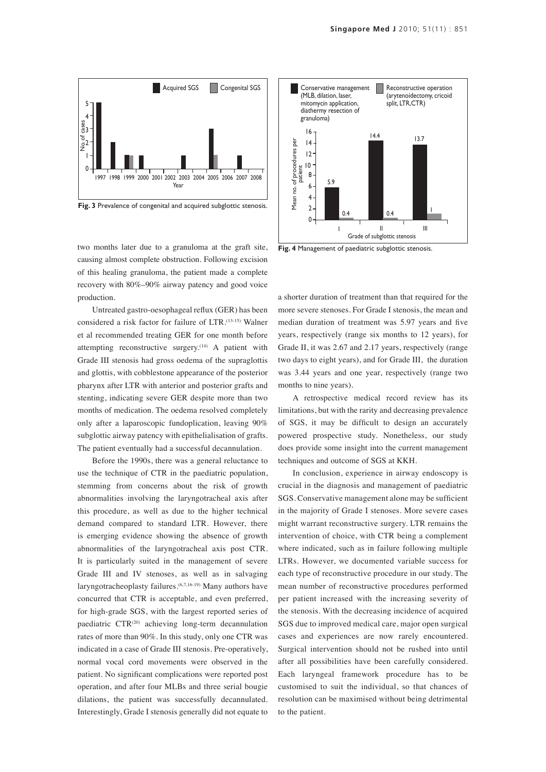**Fig. 3** Prevalence of congenital and acquired subglottic stenosis.

**Fig. 4** Management of paediatric subglottic stenosis.

two months later due to a granuloma at the graft site, causing almost complete obstruction. Following excision of this healing granuloma, the patient made a complete recovery with 80%–90% airway patency and good voice production.

Untreated gastro-oesophageal reflux (GER) has been considered a risk factor for failure of LTR.[13-15] Walner et al recommended treating GER for one month before attempting reconstructive surgery.[14] A patient with Grade III stenosis had gross oedema of the supraglottis and glottis, with cobblestone appearance of the posterior pharynx after LTR with anterior and posterior grafts and stenting, indicating severe GER despite more than two months of medication. The oedema resolved completely only after a laparoscopic fundoplication, leaving 90% subglottic airway patency with epithelialisation of grafts. The patient eventually had a successful decannulation.

Before the 1990s, there was a general reluctance to use the technique of CTR in the paediatric population, stemming from concerns about the risk of growth abnormalities involving the laryngotracheal axis after this procedure, as well as due to the higher technical demand compared to standard LTR. However, there is emerging evidence showing the absence of growth abnormalities of the laryngotracheal axis post CTR. It is particularly suited in the management of severe Grade III and IV stenoses, as well as in salvaging laryngotracheoplasty failures.[6,7,16-19] Many authors have concurred that CTR is acceptable, and even preferred, for high-grade SGS, with the largest reported series of paediatric CTR[20] achieving long-term decannulation rates of more than 90%. In this study, only one CTR was indicated in a case of Grade III stenosis. Pre-operatively, normal vocal cord movements were observed in the patient. No significant complications were reported post operation, and after four MLBs and three serial bougie dilations, the patient was successfully decannulated. Interestingly, Grade I stenosis generally did not equate to a shorter duration of treatment than that required for the more severe stenoses. For Grade I stenosis, the mean and median duration of treatment was 5.97 years and five years, respectively (range six months to 12 years), for Grade II, it was 2.67 and 2.17 years, respectively (range two days to eight years), and for Grade III, the duration was 3.44 years and one year, respectively (range two months to nine years).

A retrospective medical record review has its limitations, but with the rarity and decreasing prevalence of SGS, it may be difficult to design an accurately powered prospective study. Nonetheless, our study does provide some insight into the current management techniques and outcome of SGS at KKH.

In conclusion, experience in airway endoscopy is crucial in the diagnosis and management of paediatric SGS. Conservative management alone may be sufficient in the majority of Grade I stenoses. More severe cases might warrant reconstructive surgery. LTR remains the intervention of choice, with CTR being a complement where indicated, such as in failure following multiple LTRs. However, we documented variable success for each type of reconstructive procedure in our study. The mean number of reconstructive procedures performed per patient increased with the increasing severity of the stenosis. With the decreasing incidence of acquired SGS due to improved medical care, major open surgical cases and experiences are now rarely encountered. Surgical intervention should not be rushed into until after all possibilities have been carefully considered. Each laryngeal framework procedure has to be customised to suit the individual, so that chances of resolution can be maximised without being detrimental to the patient.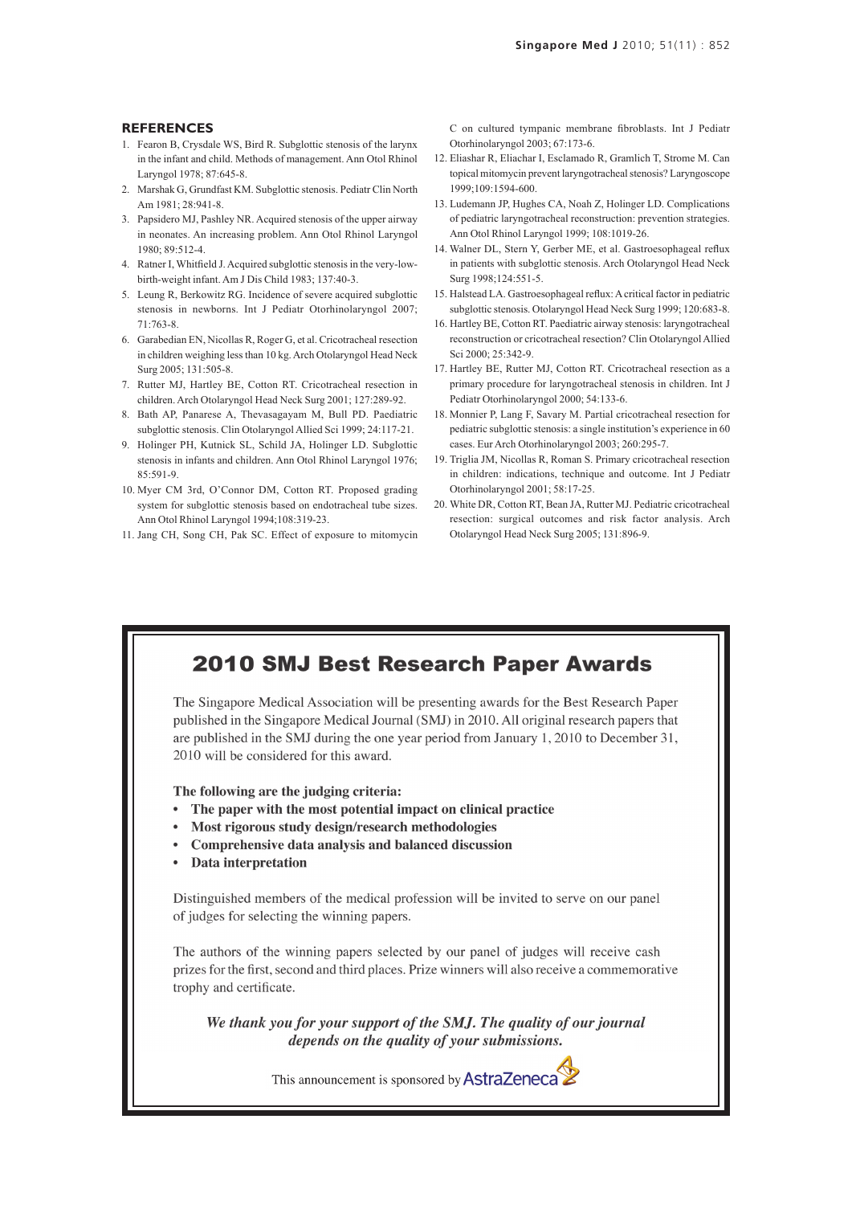## REFERENCES

1. Fearon B, Crysdale WS, Bird R. Subglottic stenosis of the larynx in the infant and child. Methods of management. Ann Otol Rhinol Laryngol 1978; 87:645-8.
2. Marshak G, Grundfast KM. Subglottic stenosis. Pediatr Clin North Am 1981; 28:941-8.
3. Papsidero MJ, Pashley NR. Acquired stenosis of the upper airway in neonates. An increasing problem. Ann Otol Rhinol Laryngol 1980; 89:512-4.
4. Ratner I, Whitfield J. Acquired subglottic stenosis in the very-low-birth-weight infant. Am J Dis Child 1983; 137:40-3.
5. Leung R, Berkowitz RG. Incidence of severe acquired subglottic stenosis in newborns. Int J Pediatr Otorhinolaryngol 2007; 71:763-8.
6. Garabedian EN, Nicollas R, Roger G, et al. Cricotracheal resection in children weighing less than 10 kg. Arch Otolaryngol Head Neck Surg 2005; 131:505-8.
7. Rutter MJ, Hartley BE, Cotton RT. Cricotracheal resection in children. Arch Otolaryngol Head Neck Surg 2001; 127:289-92.
8. Bath AP, Panarese A, Thevasagayam M, Bull PD. Paediatric subglottic stenosis. Clin Otolaryngol Allied Sci 1999; 24:117-21.
9. Holinger PH, Kutnick SL, Schild JA, Holinger LD. Subglottic stenosis in infants and children. Ann Otol Rhinol Laryngol 1976; 85:591-9.
10. Myer CM 3rd, O'Connor DM, Cotton RT. Proposed grading system for subglottic stenosis based on endotracheal tube sizes. Ann Otol Rhinol Laryngol 1994;108:319-23.
11. Jang CH, Song CH, Pak SC. Effect of exposure to mitomycin C on cultured tympanic membrane fibroblasts. Int J Pediatr Otorhinolaryngol 2003; 67:173-6.
12. Eliashar R, Eliachar I, Esclamado R, Gramlich T, Strome M. Can topical mitomycin prevent laryngotracheal stenosis? Laryngoscope 1999;109:1594-600.
13. Ludemann JP, Hughes CA, Noah Z, Holinger LD. Complications of pediatric laryngotracheal reconstruction: prevention strategies. Ann Otol Rhinol Laryngol 1999; 108:1019-26.
14. Walner DL, Stern Y, Gerber ME, et al. Gastroesophageal reflux in patients with subglottic stenosis. Arch Otolaryngol Head Neck Surg 1998;124:551-5.
15. Halstead LA. Gastroesophageal reflux: A critical factor in pediatric subglottic stenosis. Otolaryngol Head Neck Surg 1999; 120:683-8.
16. Hartley BE, Cotton RT. Paediatric airway stenosis: laryngotracheal reconstruction or cricotracheal resection? Clin Otolaryngol Allied Sci 2000; 25:342-9.
17. Hartley BE, Rutter MJ, Cotton RT. Cricotracheal resection as a primary procedure for laryngotracheal stenosis in children. Int J Pediatr Otorhinolaryngol 2000; 54:133-6.
18. Monnier P, Lang F, Savary M. Partial cricotracheal resection for pediatric subglottic stenosis: a single institution's experience in 60 cases. Eur Arch Otorhinolaryngol 2003; 260:295-7.
19. Triglia JM, Nicollas R, Roman S. Primary cricotracheal resection in children: indications, technique and outcome. Int J Pediatr Otorhinolaryngol 2001; 58:17-25.
20. White DR, Cotton RT, Bean JA, Rutter MJ. Pediatric cricotracheal resection: surgical outcomes and risk factor analysis. Arch Otolaryngol Head Neck Surg 2005; 131:896-9.

## 2010 SMJ Best Research Paper Awards

The Singapore Medical Association will be presenting awards for the Best Research Paper published in the Singapore Medical Journal (SMJ) in 2010. All original research papers that are published in the SMJ during the one year period from January 1, 2010 to December 31, 2010 will be considered for this award.

**The following are the judging criteria:**

- **The paper with the most potential impact on clinical practice**
- **Most rigorous study design/research methodologies**
- **Comprehensive data analysis and balanced discussion**
- **Data interpretation**

Distinguished members of the medical profession will be invited to serve on our panel of judges for selecting the winning papers.

The authors of the winning papers selected by our panel of judges will receive cash prizes for the first, second and third places. Prize winners will also receive a commemorative trophy and certificate.

***We thank you for your support of the SMJ. The quality of our journal depends on the quality of your submissions.***

This announcement is sponsored by AstraZeneca